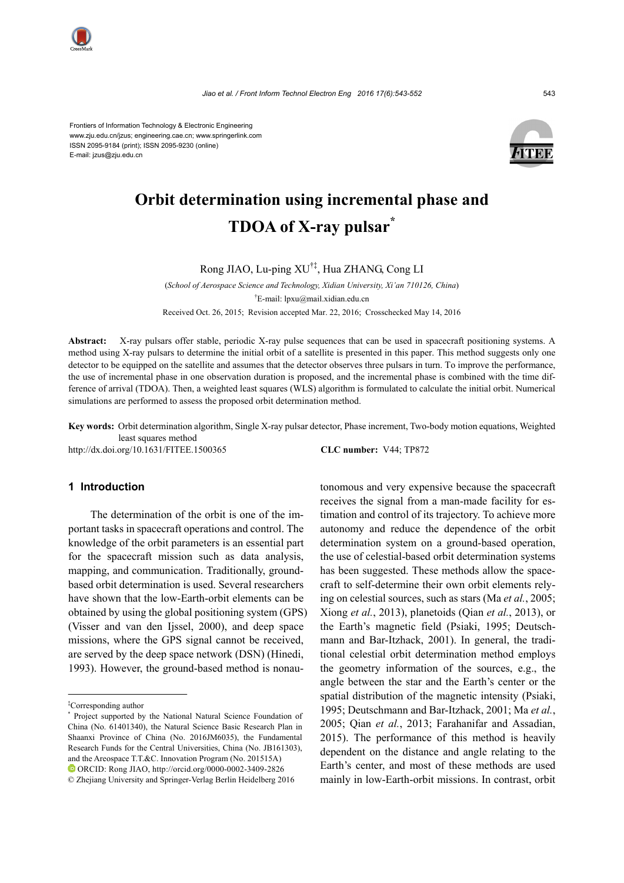Frontiers of Information Technology & Electronic Engineering
www.zju.edu.cn/jzus; engineering.cae.cn; www.springerlink.com
ISSN 2095-9184 (print); ISSN 2095-9230 (online)
E-mail: jzus@zju.edu.cn

# Orbit determination using incremental phase and TDOA of X-ray pulsar*

Rong JIAO, Lu-ping XU[†‡], Hua ZHANG, Cong LI

(*School of Aerospace Science and Technology, Xidian University, Xi'an 710126, China*)

[†]E-mail: lpxu@mail.xidian.edu.cn

Received Oct. 26, 2015; Revision accepted Mar. 22, 2016; Crosschecked May 14, 2016

**Abstract:** X-ray pulsars offer stable, periodic X-ray pulse sequences that can be used in spacecraft positioning systems. A method using X-ray pulsars to determine the initial orbit of a satellite is presented in this paper. This method suggests only one detector to be equipped on the satellite and assumes that the detector observes three pulsars in turn. To improve the performance, the use of incremental phase in one observation duration is proposed, and the incremental phase is combined with the time difference of arrival (TDOA). Then, a weighted least squares (WLS) algorithm is formulated to calculate the initial orbit. Numerical simulations are performed to assess the proposed orbit determination method.

**Key words:** Orbit determination algorithm, Single X-ray pulsar detector, Phase increment, Two-body motion equations, Weighted least squares method

http://dx.doi.org/10.1631/FITEE.1500365 **CLC number:** V44; TP872

## 1 Introduction

The determination of the orbit is one of the important tasks in spacecraft operations and control. The knowledge of the orbit parameters is an essential part for the spacecraft mission such as data analysis, mapping, and communication. Traditionally, ground-based orbit determination is used. Several researchers have shown that the low-Earth-orbit elements can be obtained by using the global positioning system (GPS) (Visser and van den Ijssel, 2000), and deep space missions, where the GPS signal cannot be received, are served by the deep space network (DSN) (Hinedi, 1993). However, the ground-based method is nonautonomous and very expensive because the spacecraft receives the signal from a man-made facility for estimation and control of its trajectory. To achieve more autonomy and reduce the dependence of the orbit determination system on a ground-based operation, the use of celestial-based orbit determination systems has been suggested. These methods allow the spacecraft to self-determine their own orbit elements relying on celestial sources, such as stars (Ma *et al.*, 2005; Xiong *et al.*, 2013), planetoids (Qian *et al.*, 2013), or the Earth's magnetic field (Psiaki, 1995; Deutschmann and Bar-Itzhack, 2001). In general, the traditional celestial orbit determination method employs the geometry information of the sources, e.g., the angle between the star and the Earth's center or the spatial distribution of the magnetic intensity (Psiaki, 1995; Deutschmann and Bar-Itzhack, 2001; Ma *et al.*, 2005; Qian *et al.*, 2013; Farahanifar and Assadian, 2015). The performance of this method is heavily dependent on the distance and angle relating to the Earth's center, and most of these methods are used mainly in low-Earth-orbit missions. In contrast, orbit

---

‡Corresponding author

\* Project supported by the National Natural Science Foundation of China (No. 61401340), the Natural Science Basic Research Plan in Shaanxi Province of China (No. 2016JM6035), the Fundamental Research Funds for the Central Universities, China (No. JB161303), and the Areospace T.T.&C. Innovation Program (No. 201515A)

ORCID: Rong JIAO, http://orcid.org/0000-0002-3409-2826

© Zhejiang University and Springer-Verlag Berlin Heidelberg 2016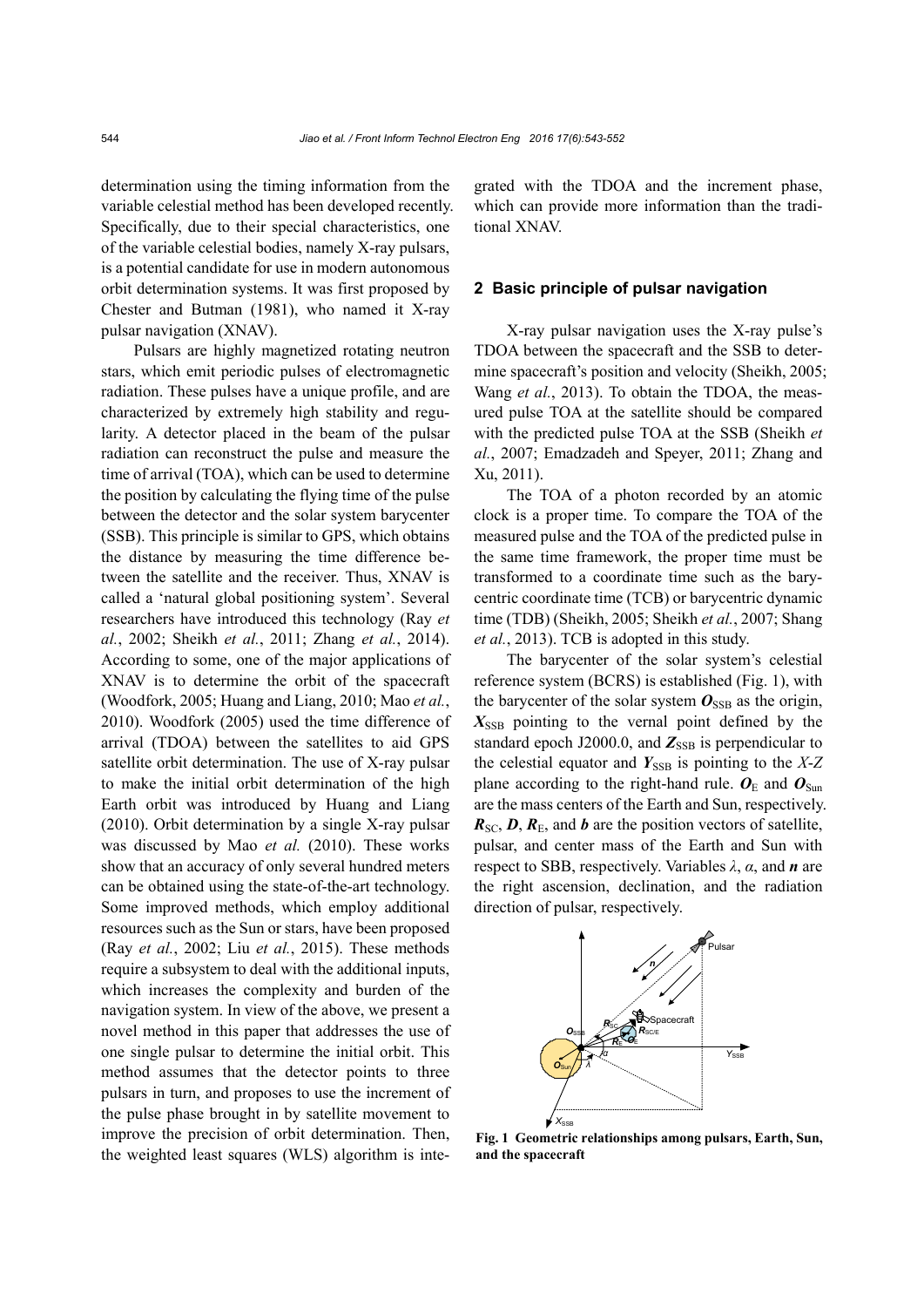determination using the timing information from the variable celestial method has been developed recently. Specifically, due to their special characteristics, one of the variable celestial bodies, namely X-ray pulsars, is a potential candidate for use in modern autonomous orbit determination systems. It was first proposed by Chester and Butman (1981), who named it X-ray pulsar navigation (XNAV).

Pulsars are highly magnetized rotating neutron stars, which emit periodic pulses of electromagnetic radiation. These pulses have a unique profile, and are characterized by extremely high stability and regularity. A detector placed in the beam of the pulsar radiation can reconstruct the pulse and measure the time of arrival (TOA), which can be used to determine the position by calculating the flying time of the pulse between the detector and the solar system barycenter (SSB). This principle is similar to GPS, which obtains the distance by measuring the time difference between the satellite and the receiver. Thus, XNAV is called a 'natural global positioning system'. Several researchers have introduced this technology (Ray *et al.*, 2002; Sheikh *et al.*, 2011; Zhang *et al.*, 2014). According to some, one of the major applications of XNAV is to determine the orbit of the spacecraft (Woodfork, 2005; Huang and Liang, 2010; Mao *et al.*, 2010). Woodfork (2005) used the time difference of arrival (TDOA) between the satellites to aid GPS satellite orbit determination. The use of X-ray pulsar to make the initial orbit determination of the high Earth orbit was introduced by Huang and Liang (2010). Orbit determination by a single X-ray pulsar was discussed by Mao *et al.* (2010). These works show that an accuracy of only several hundred meters can be obtained using the state-of-the-art technology. Some improved methods, which employ additional resources such as the Sun or stars, have been proposed (Ray *et al.*, 2002; Liu *et al.*, 2015). These methods require a subsystem to deal with the additional inputs, which increases the complexity and burden of the navigation system. In view of the above, we present a novel method in this paper that addresses the use of one single pulsar to determine the initial orbit. This method assumes that the detector points to three pulsars in turn, and proposes to use the increment of the pulse phase brought in by satellite movement to improve the precision of orbit determination. Then, the weighted least squares (WLS) algorithm is integrated with the TDOA and the increment phase, which can provide more information than the traditional XNAV.

## 2 Basic principle of pulsar navigation

X-ray pulsar navigation uses the X-ray pulse's TDOA between the spacecraft and the SSB to determine spacecraft's position and velocity (Sheikh, 2005; Wang *et al.*, 2013). To obtain the TDOA, the measured pulse TOA at the satellite should be compared with the predicted pulse TOA at the SSB (Sheikh *et al.*, 2007; Emadzadeh and Speyer, 2011; Zhang and Xu, 2011).

The TOA of a photon recorded by an atomic clock is a proper time. To compare the TOA of the measured pulse and the TOA of the predicted pulse in the same time framework, the proper time must be transformed to a coordinate time such as the barycentric coordinate time (TCB) or barycentric dynamic time (TDB) (Sheikh, 2005; Sheikh *et al.*, 2007; Shang *et al.*, 2013). TCB is adopted in this study.

The barycenter of the solar system's celestial reference system (BCRS) is established (Fig. 1), with the barycenter of the solar system $\boldsymbol{O}_{\text{SSB}}$ as the origin, $\boldsymbol{X}_{\text{SSB}}$ pointing to the vernal point defined by the standard epoch J2000.0, and $\boldsymbol{Z}_{\text{SSB}}$ is perpendicular to the celestial equator and $\boldsymbol{Y}_{\text{SSB}}$ is pointing to the *X*-*Z* plane according to the right-hand rule. $\boldsymbol{O}_{\text{E}}$ and $\boldsymbol{O}_{\text{Sun}}$ are the mass centers of the Earth and Sun, respectively. $\boldsymbol{R}_{\text{SC}}$, $\boldsymbol{D}$, $\boldsymbol{R}_{\text{E}}$, and $\boldsymbol{b}$ are the position vectors of satellite, pulsar, and center mass of the Earth and Sun with respect to SBB, respectively. Variables $\lambda$, $\alpha$, and $\boldsymbol{n}$ are the right ascension, declination, and the radiation direction of pulsar, respectively.

**Fig. 1 Geometric relationships among pulsars, Earth, Sun, and the spacecraft**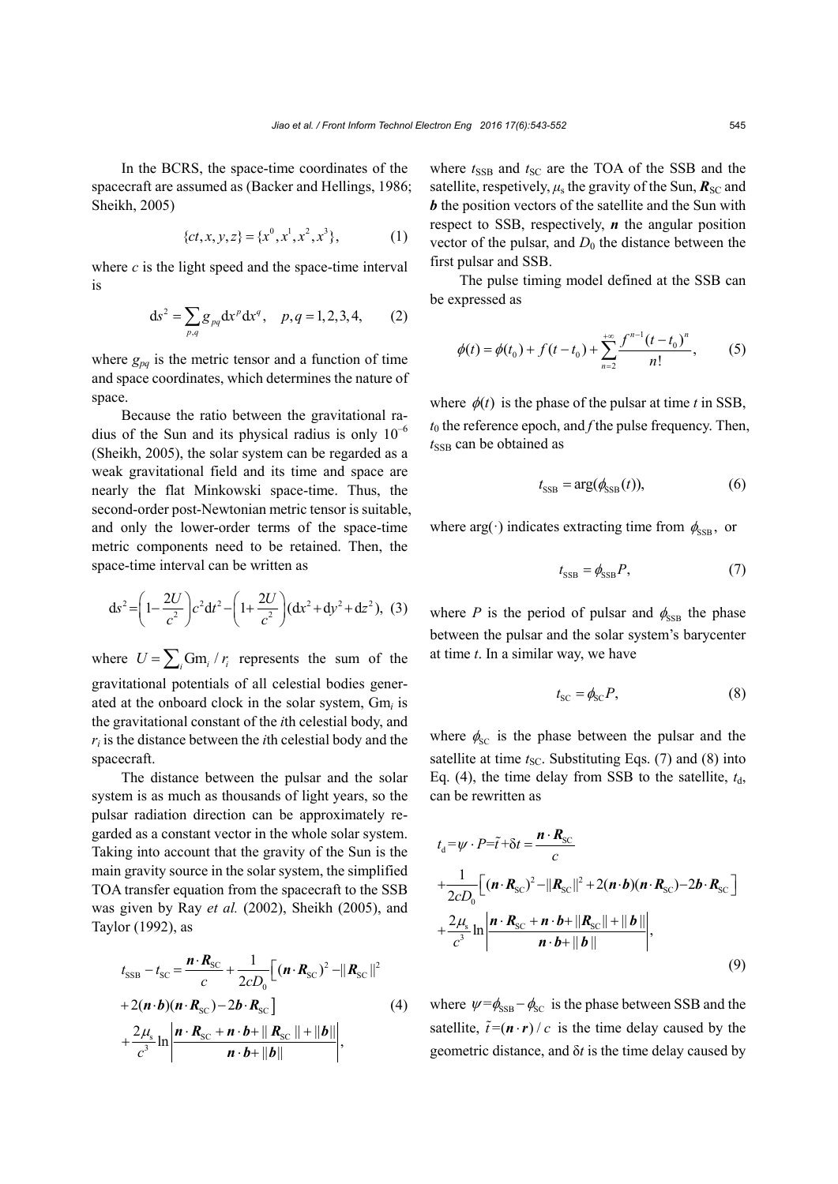In the BCRS, the space-time coordinates of the spacecraft are assumed as (Backer and Hellings, 1986; Sheikh, 2005)

$$\{ct, x, y, z\} = \{x^0, x^1, x^2, x^3\}, \tag{1}$$

where $c$ is the light speed and the space-time interval is

$$\mathrm{d}s^2 = \sum_{p,q} g_{pq} \mathrm{d}x^p \mathrm{d}x^q, \quad p, q = 1, 2, 3, 4, \tag{2}$$

where $g_{pq}$ is the metric tensor and a function of time and space coordinates, which determines the nature of space.

Because the ratio between the gravitational radius of the Sun and its physical radius is only $10^{-6}$ (Sheikh, 2005), the solar system can be regarded as a weak gravitational field and its time and space are nearly the flat Minkowski space-time. Thus, the second-order post-Newtonian metric tensor is suitable, and only the lower-order terms of the space-time metric components need to be retained. Then, the space-time interval can be written as

$$\mathrm{d}s^2 = \left(1 - \frac{2U}{c^2}\right) c^2 \mathrm{d}t^2 - \left(1 + \frac{2U}{c^2}\right)(\mathrm{d}x^2 + \mathrm{d}y^2 + \mathrm{d}z^2), \tag{3}$$

where $U = \sum_i \mathrm{G}m_i / r_i$ represents the sum of the gravitational potentials of all celestial bodies generated at the onboard clock in the solar system, $\mathrm{G}m_i$ is the gravitational constant of the $i$th celestial body, and $r_i$ is the distance between the $i$th celestial body and the spacecraft.

The distance between the pulsar and the solar system is as much as thousands of light years, so the pulsar radiation direction can be approximately regarded as a constant vector in the whole solar system. Taking into account that the gravity of the Sun is the main gravity source in the solar system, the simplified TOA transfer equation from the spacecraft to the SSB was given by Ray *et al.* (2002), Sheikh (2005), and Taylor (1992), as

$$\begin{aligned} t_{\mathrm{SSB}} - t_{\mathrm{SC}} &= \frac{\boldsymbol{n} \cdot \boldsymbol{R}_{\mathrm{SC}}}{c} + \frac{1}{2cD_0}\Big[(\boldsymbol{n} \cdot \boldsymbol{R}_{\mathrm{SC}})^2 - \|\boldsymbol{R}_{\mathrm{SC}}\|^2 \\ &+ 2(\boldsymbol{n} \cdot \boldsymbol{b})(\boldsymbol{n} \cdot \boldsymbol{R}_{\mathrm{SC}}) - 2\boldsymbol{b} \cdot \boldsymbol{R}_{\mathrm{SC}}\Big] \\ &+ \frac{2\mu_{\mathrm{s}}}{c^3} \ln \left| \frac{\boldsymbol{n} \cdot \boldsymbol{R}_{\mathrm{SC}} + \boldsymbol{n} \cdot \boldsymbol{b} + \|\boldsymbol{R}_{\mathrm{SC}}\| + \|\boldsymbol{b}\|}{\boldsymbol{n} \cdot \boldsymbol{b} + \|\boldsymbol{b}\|} \right|, \end{aligned} \tag{4}$$

where $t_{\mathrm{SSB}}$ and $t_{\mathrm{SC}}$ are the TOA of the SSB and the satellite, respetively, $\mu_{\mathrm{s}}$ the gravity of the Sun, $\boldsymbol{R}_{\mathrm{SC}}$ and $\boldsymbol{b}$ the position vectors of the satellite and the Sun with respect to SSB, respectively, $\boldsymbol{n}$ the angular position vector of the pulsar, and $D_0$ the distance between the first pulsar and SSB.

The pulse timing model defined at the SSB can be expressed as

$$\phi(t) = \phi(t_0) + f(t - t_0) + \sum_{n=2}^{+\infty} \frac{f^{n-1}(t - t_0)^n}{n!}, \tag{5}$$

where $\phi(t)$ is the phase of the pulsar at time $t$ in SSB, $t_0$ the reference epoch, and $f$ the pulse frequency. Then, $t_{\mathrm{SSB}}$ can be obtained as

$$t_{\mathrm{SSB}} = \arg(\phi_{\mathrm{SSB}}(t)), \tag{6}$$

where $\arg(\cdot)$ indicates extracting time from $\phi_{\mathrm{SSB}}$, or

$$t_{\mathrm{SSB}} = \phi_{\mathrm{SSB}} P, \tag{7}$$

where $P$ is the period of pulsar and $\phi_{\mathrm{SSB}}$ the phase between the pulsar and the solar system's barycenter at time $t$. In a similar way, we have

$$t_{\mathrm{SC}} = \phi_{\mathrm{SC}} P, \tag{8}$$

where $\phi_{\mathrm{SC}}$ is the phase between the pulsar and the satellite at time $t_{\mathrm{SC}}$. Substituting Eqs. (7) and (8) into Eq. (4), the time delay from SSB to the satellite, $t_{\mathrm{d}}$, can be rewritten as

$$\begin{aligned} t_{\mathrm{d}} &= \psi \cdot P = \tilde{t} + \delta t = \frac{\boldsymbol{n} \cdot \boldsymbol{R}_{\mathrm{SC}}}{c} \\ &+ \frac{1}{2cD_0}\Big[(\boldsymbol{n} \cdot \boldsymbol{R}_{\mathrm{SC}})^2 - \|\boldsymbol{R}_{\mathrm{SC}}\|^2 + 2(\boldsymbol{n} \cdot \boldsymbol{b})(\boldsymbol{n} \cdot \boldsymbol{R}_{\mathrm{SC}}) - 2\boldsymbol{b} \cdot \boldsymbol{R}_{\mathrm{SC}}\Big] \\ &+ \frac{2\mu_{\mathrm{s}}}{c^3} \ln \left| \frac{\boldsymbol{n} \cdot \boldsymbol{R}_{\mathrm{SC}} + \boldsymbol{n} \cdot \boldsymbol{b} + \|\boldsymbol{R}_{\mathrm{SC}}\| + \|\boldsymbol{b}\|}{\boldsymbol{n} \cdot \boldsymbol{b} + \|\boldsymbol{b}\|} \right|, \end{aligned} \tag{9}$$

where $\psi = \phi_{\mathrm{SSB}} - \phi_{\mathrm{SC}}$ is the phase between SSB and the satellite, $\tilde{t} = (\boldsymbol{n} \cdot \boldsymbol{r}) / c$ is the time delay caused by the geometric distance, and $\delta t$ is the time delay caused by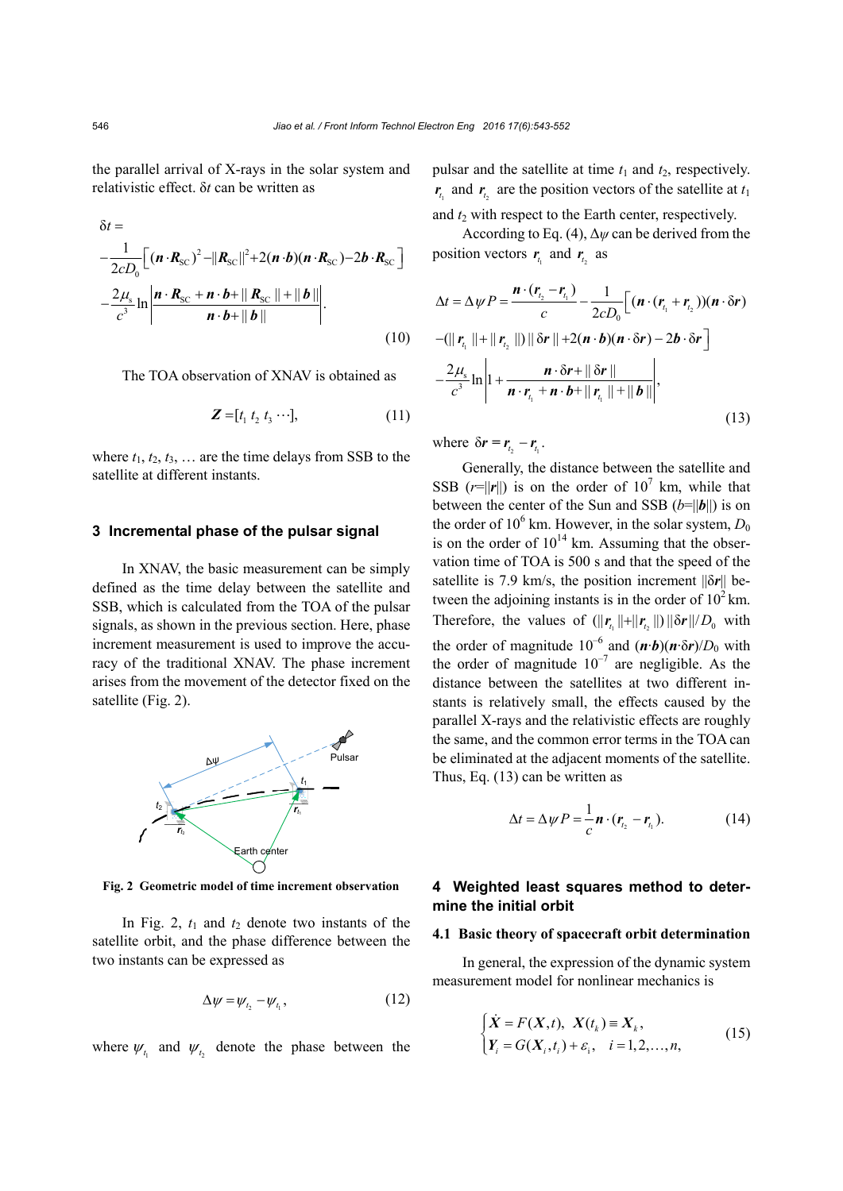the parallel arrival of X-rays in the solar system and relativistic effect. δ$t$ can be written as

$$\delta t = -\frac{1}{2cD_0}\Big[(\boldsymbol{n}\cdot\boldsymbol{R}_{\rm SC})^2 - \|\boldsymbol{R}_{\rm SC}\|^2 + 2(\boldsymbol{n}\cdot\boldsymbol{b})(\boldsymbol{n}\cdot\boldsymbol{R}_{\rm SC}) - 2\boldsymbol{b}\cdot\boldsymbol{R}_{\rm SC}\Big] - \frac{2\mu_{\rm s}}{c^3}\ln\left|\frac{\boldsymbol{n}\cdot\boldsymbol{R}_{\rm SC} + \boldsymbol{n}\cdot\boldsymbol{b} + \|\boldsymbol{R}_{\rm SC}\| + \|\boldsymbol{b}\|}{\boldsymbol{n}\cdot\boldsymbol{b} + \|\boldsymbol{b}\|}\right|. \tag{10}$$

The TOA observation of XNAV is obtained as

$$\boldsymbol{Z} = [t_1\ t_2\ t_3\ \cdots], \tag{11}$$

where $t_1$, $t_2$, $t_3$, … are the time delays from SSB to the satellite at different instants.

## 3 Incremental phase of the pulsar signal

In XNAV, the basic measurement can be simply defined as the time delay between the satellite and SSB, which is calculated from the TOA of the pulsar signals, as shown in the previous section. Here, phase increment measurement is used to improve the accuracy of the traditional XNAV. The phase increment arises from the movement of the detector fixed on the satellite (Fig. 2).

**Fig. 2 Geometric model of time increment observation**

In Fig. 2, $t_1$ and $t_2$ denote two instants of the satellite orbit, and the phase difference between the two instants can be expressed as

$$\Delta\psi = \psi_{t_2} - \psi_{t_1}, \tag{12}$$

where $\psi_{t_1}$ and $\psi_{t_2}$ denote the phase between the pulsar and the satellite at time $t_1$ and $t_2$, respectively. $\boldsymbol{r}_{t_1}$ and $\boldsymbol{r}_{t_2}$ are the position vectors of the satellite at $t_1$ and $t_2$ with respect to the Earth center, respectively.

According to Eq. (4), $\Delta\psi$ can be derived from the position vectors $\boldsymbol{r}_{t_1}$ and $\boldsymbol{r}_{t_2}$ as

$$\Delta t = \Delta\psi P = \frac{\boldsymbol{n}\cdot(\boldsymbol{r}_{t_2} - \boldsymbol{r}_{t_1})}{c} - \frac{1}{2cD_0}\Big[(\boldsymbol{n}\cdot(\boldsymbol{r}_{t_1} + \boldsymbol{r}_{t_2}))(\boldsymbol{n}\cdot\delta\boldsymbol{r}) - (\|\boldsymbol{r}_{t_1}\| + \|\boldsymbol{r}_{t_2}\|)\|\delta\boldsymbol{r}\| + 2(\boldsymbol{n}\cdot\boldsymbol{b})(\boldsymbol{n}\cdot\delta\boldsymbol{r}) - 2\boldsymbol{b}\cdot\delta\boldsymbol{r}\Big] - \frac{2\mu_{\rm s}}{c^3}\ln\left|1 + \frac{\boldsymbol{n}\cdot\delta\boldsymbol{r} + \|\delta\boldsymbol{r}\|}{\boldsymbol{n}\cdot\boldsymbol{r}_{t_1} + \boldsymbol{n}\cdot\boldsymbol{b} + \|\boldsymbol{r}_{t_1}\| + \|\boldsymbol{b}\|}\right|, \tag{13}$$

where $\delta\boldsymbol{r} = \boldsymbol{r}_{t_2} - \boldsymbol{r}_{t_1}$.

Generally, the distance between the satellite and SSB ($r=\|\boldsymbol{r}\|$) is on the order of $10^7$ km, while that between the center of the Sun and SSB ($b=\|\boldsymbol{b}\|$) is on the order of $10^6$ km. However, in the solar system, $D_0$ is on the order of $10^{14}$ km. Assuming that the observation time of TOA is 500 s and that the speed of the satellite is 7.9 km/s, the position increment $\|\delta\boldsymbol{r}\|$ between the adjoining instants is in the order of $10^2$ km. Therefore, the values of $(\|\boldsymbol{r}_{t_1}\|+\|\boldsymbol{r}_{t_2}\|)\|\delta\boldsymbol{r}\|/D_0$ with the order of magnitude $10^{-6}$ and $(\boldsymbol{n}\cdot\boldsymbol{b})(\boldsymbol{n}\cdot\delta\boldsymbol{r})/D_0$ with the order of magnitude $10^{-7}$ are negligible. As the distance between the satellites at two different instants is relatively small, the effects caused by the parallel X-rays and the relativistic effects are roughly the same, and the common error terms in the TOA can be eliminated at the adjacent moments of the satellite. Thus, Eq. (13) can be written as

$$\Delta t = \Delta\psi P = \frac{1}{c}\boldsymbol{n}\cdot(\boldsymbol{r}_{t_2} - \boldsymbol{r}_{t_1}). \tag{14}$$

## 4 Weighted least squares method to determine the initial orbit

### 4.1 Basic theory of spacecraft orbit determination

In general, the expression of the dynamic system measurement model for nonlinear mechanics is

$$\begin{cases} \dot{\boldsymbol{X}} = F(\boldsymbol{X}, t),\ \ \boldsymbol{X}(t_k) \equiv \boldsymbol{X}_k, \\ \boldsymbol{Y}_i = G(\boldsymbol{X}_i, t_i) + \varepsilon_i,\ \ i = 1, 2, \ldots, n, \end{cases} \tag{15}$$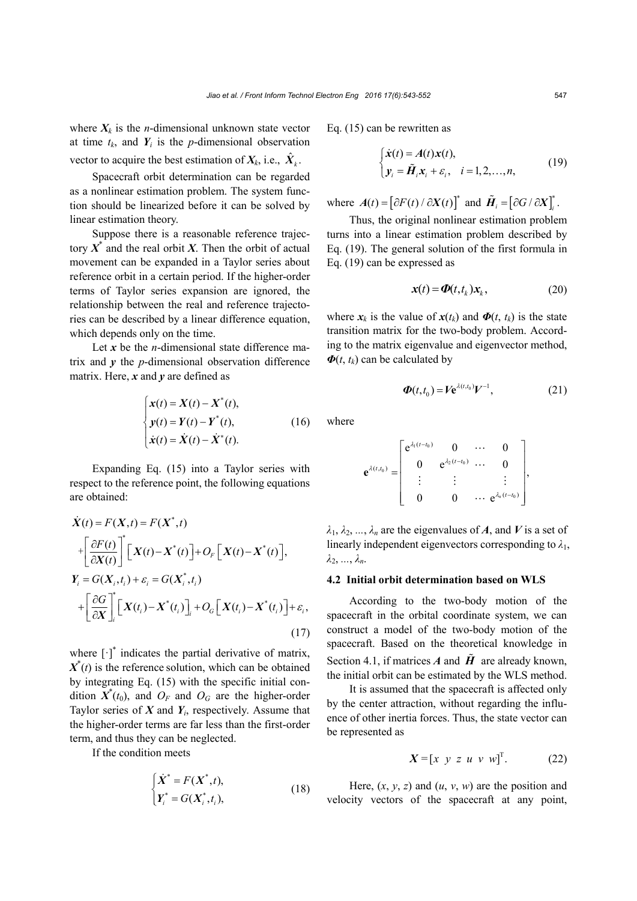where $\boldsymbol{X}_k$ is the $n$-dimensional unknown state vector at time $t_k$, and $\boldsymbol{Y}_i$ is the $p$-dimensional observation vector to acquire the best estimation of $\boldsymbol{X}_k$, i.e., $\hat{\boldsymbol{X}}_k$.

Spacecraft orbit determination can be regarded as a nonlinear estimation problem. The system function should be linearized before it can be solved by linear estimation theory.

Suppose there is a reasonable reference trajectory $\boldsymbol{X}^*$ and the real orbit $\boldsymbol{X}$. Then the orbit of actual movement can be expanded in a Taylor series about reference orbit in a certain period. If the higher-order terms of Taylor series expansion are ignored, the relationship between the real and reference trajectories can be described by a linear difference equation, which depends only on the time.

Let $\boldsymbol{x}$ be the $n$-dimensional state difference matrix and $\boldsymbol{y}$ the $p$-dimensional observation difference matrix. Here, $\boldsymbol{x}$ and $\boldsymbol{y}$ are defined as

$$\begin{cases} \boldsymbol{x}(t) = \boldsymbol{X}(t) - \boldsymbol{X}^*(t), \\ \boldsymbol{y}(t) = \boldsymbol{Y}(t) - \boldsymbol{Y}^*(t), \\ \dot{\boldsymbol{x}}(t) = \dot{\boldsymbol{X}}(t) - \dot{\boldsymbol{X}}^*(t). \end{cases} \tag{16}$$

Expanding Eq. (15) into a Taylor series with respect to the reference point, the following equations are obtained:

$$\begin{aligned} \dot{\boldsymbol{X}}(t) &= F(\boldsymbol{X},t) = F(\boldsymbol{X}^*,t) \\ &+ \left[\frac{\partial F(t)}{\partial \boldsymbol{X}(t)}\right]^* \left[\boldsymbol{X}(t) - \boldsymbol{X}^*(t)\right] + O_F\left[\boldsymbol{X}(t) - \boldsymbol{X}^*(t)\right], \\ \boldsymbol{Y}_i &= G(\boldsymbol{X}_i, t_i) + \varepsilon_i = G(\boldsymbol{X}_i^*, t_i) \\ &+ \left[\frac{\partial G}{\partial \boldsymbol{X}}\right]_i^* \left[\boldsymbol{X}(t_i) - \boldsymbol{X}^*(t_i)\right]_i + O_G\left[\boldsymbol{X}(t_i) - \boldsymbol{X}^*(t_i)\right] + \varepsilon_i, \end{aligned} \tag{17}$$

where $[\cdot]^*$ indicates the partial derivative of matrix, $\boldsymbol{X}^*(t)$ is the reference solution, which can be obtained by integrating Eq. (15) with the specific initial condition $\boldsymbol{X}^*(t_0)$, and $O_F$ and $O_G$ are the higher-order Taylor series of $\boldsymbol{X}$ and $\boldsymbol{Y}_i$, respectively. Assume that the higher-order terms are far less than the first-order term, and thus they can be neglected.

If the condition meets

$$\begin{cases} \dot{\boldsymbol{X}}^* = F(\boldsymbol{X}^*, t), \\ \boldsymbol{Y}_i^* = G(\boldsymbol{X}_i^*, t_i), \end{cases} \tag{18}$$

Eq. (15) can be rewritten as

$$\begin{cases} \dot{\boldsymbol{x}}(t) = \boldsymbol{A}(t)\boldsymbol{x}(t), \\ \boldsymbol{y}_i = \tilde{\boldsymbol{H}}_i \boldsymbol{x}_i + \varepsilon_i, \quad i = 1, 2, \ldots, n, \end{cases} \tag{19}$$

where $\boldsymbol{A}(t) = \left[\partial F(t) / \partial \boldsymbol{X}(t)\right]^*$ and $\tilde{\boldsymbol{H}}_i = \left[\partial G / \partial \boldsymbol{X}\right]_i^*$.

Thus, the original nonlinear estimation problem turns into a linear estimation problem described by Eq. (19). The general solution of the first formula in Eq. (19) can be expressed as

$$\boldsymbol{x}(t) = \boldsymbol{\Phi}(t, t_k)\boldsymbol{x}_k, \tag{20}$$

where $\boldsymbol{x}_k$ is the value of $\boldsymbol{x}(t_k)$ and $\boldsymbol{\Phi}(t, t_k)$ is the state transition matrix for the two-body problem. According to the matrix eigenvalue and eigenvector method, $\boldsymbol{\Phi}(t, t_k)$ can be calculated by

$$\boldsymbol{\Phi}(t, t_0) = \boldsymbol{V}\mathbf{e}^{\lambda(t,t_0)}\boldsymbol{V}^{-1}, \tag{21}$$

where

$$\mathbf{e}^{\lambda(t,t_0)} = \begin{bmatrix} \mathrm{e}^{\lambda_1(t-t_0)} & 0 & \cdots & 0 \\ 0 & \mathrm{e}^{\lambda_2(t-t_0)} & \cdots & 0 \\ \vdots & \vdots & & \vdots \\ 0 & 0 & \cdots & \mathrm{e}^{\lambda_n(t-t_0)} \end{bmatrix},$$

$\lambda_1, \lambda_2, \ldots, \lambda_n$ are the eigenvalues of $\boldsymbol{A}$, and $\boldsymbol{V}$ is a set of linearly independent eigenvectors corresponding to $\lambda_1, \lambda_2, \ldots, \lambda_n$.

### 4.2 Initial orbit determination based on WLS

According to the two-body motion of the spacecraft in the orbital coordinate system, we can construct a model of the two-body motion of the spacecraft. Based on the theoretical knowledge in Section 4.1, if matrices $\boldsymbol{A}$ and $\tilde{\boldsymbol{H}}$ are already known, the initial orbit can be estimated by the WLS method.

It is assumed that the spacecraft is affected only by the center attraction, without regarding the influence of other inertia forces. Thus, the state vector can be represented as

$$\boldsymbol{X} = [x \;\; y \;\; z \;\; u \;\; v \;\; w]^{\mathrm{T}}. \tag{22}$$

Here, $(x, y, z)$ and $(u, v, w)$ are the position and velocity vectors of the spacecraft at any point,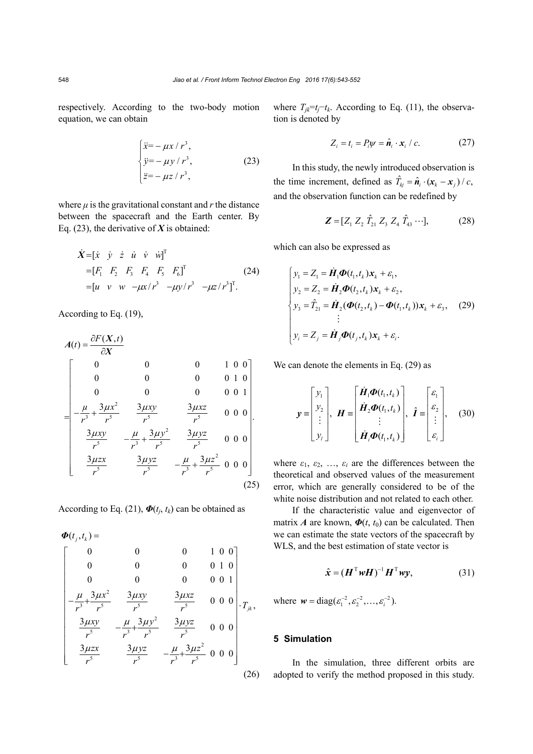respectively. According to the two-body motion equation, we can obtain

$$
\begin{cases}
\ddot{x} = -\mu x / r^3, \\
\ddot{y} = -\mu y / r^3, \\
\ddot{z} = -\mu z / r^3,
\end{cases}
\tag{23}
$$

where $\mu$ is the gravitational constant and $r$ the distance between the spacecraft and the Earth center. By Eq. (23), the derivative of $\boldsymbol{X}$ is obtained:

$$
\begin{aligned}
\dot{\boldsymbol{X}} &= [\dot{x} \quad \dot{y} \quad \dot{z} \quad \dot{u} \quad \dot{v} \quad \dot{w}]^{\mathrm{T}} \\
&= [F_1 \quad F_2 \quad F_3 \quad F_4 \quad F_5 \quad F_6]^{\mathrm{T}} \\
&= [u \quad v \quad w \quad -\mu x/r^3 \quad -\mu y/r^3 \quad -\mu z/r^3]^{\mathrm{T}}.
\end{aligned}
\tag{24}
$$

According to Eq. (19),

$$
\boldsymbol{A}(t) = \frac{\partial F(\boldsymbol{X}, t)}{\partial \boldsymbol{X}}
= \begin{bmatrix}
0 & 0 & 0 & 1 & 0 & 0 \\
0 & 0 & 0 & 0 & 1 & 0 \\
0 & 0 & 0 & 0 & 0 & 1 \\
-\frac{\mu}{r^3} + \frac{3\mu x^2}{r^5} & \frac{3\mu xy}{r^5} & \frac{3\mu xz}{r^5} & 0 & 0 & 0 \\
\frac{3\mu xy}{r^5} & -\frac{\mu}{r^3} + \frac{3\mu y^2}{r^5} & \frac{3\mu yz}{r^5} & 0 & 0 & 0 \\
\frac{3\mu zx}{r^5} & \frac{3\mu yz}{r^5} & -\frac{\mu}{r^3} + \frac{3\mu z^2}{r^5} & 0 & 0 & 0
\end{bmatrix}.
\tag{25}
$$

According to Eq. (21), $\boldsymbol{\Phi}(t_j, t_k)$ can be obtained as

$$
\boldsymbol{\Phi}(t_j, t_k) =
\begin{bmatrix}
0 & 0 & 0 & 1 & 0 & 0 \\
0 & 0 & 0 & 0 & 1 & 0 \\
0 & 0 & 0 & 0 & 0 & 1 \\
-\frac{\mu}{r^3} + \frac{3\mu x^2}{r^5} & \frac{3\mu xy}{r^5} & \frac{3\mu xz}{r^5} & 0 & 0 & 0 \\
\frac{3\mu xy}{r^5} & -\frac{\mu}{r^3} + \frac{3\mu y^2}{r^5} & \frac{3\mu yz}{r^5} & 0 & 0 & 0 \\
\frac{3\mu zx}{r^5} & \frac{3\mu yz}{r^5} & -\frac{\mu}{r^3} + \frac{3\mu z^2}{r^5} & 0 & 0 & 0
\end{bmatrix} \cdot T_{jk},
\tag{26}
$$

where $T_{jk} = t_j - t_k$. According to Eq. (11), the observation is denoted by

$$
Z_i = t_i = P_i \psi = \hat{\boldsymbol{n}}_i \cdot \boldsymbol{x}_i / c.
\tag{27}
$$

In this study, the newly introduced observation is the time increment, defined as $\hat{T}_{kj} = \hat{\boldsymbol{n}}_i \cdot (\boldsymbol{x}_k - \boldsymbol{x}_j)/c$, and the observation function can be redefined by

$$
\boldsymbol{Z} = [Z_1 \ Z_2 \ \hat{T}_{21} \ Z_3 \ Z_4 \ \hat{T}_{43} \ \cdots],
\tag{28}
$$

which can also be expressed as

$$
\begin{cases}
y_1 = Z_1 = \dot{\boldsymbol{H}}_1 \boldsymbol{\Phi}(t_1, t_k) \boldsymbol{x}_k + \varepsilon_1, \\
y_2 = Z_2 = \dot{\boldsymbol{H}}_2 \boldsymbol{\Phi}(t_2, t_k) \boldsymbol{x}_k + \varepsilon_2, \\
y_3 = \hat{T}_{21} = \dot{\boldsymbol{H}}_2 (\boldsymbol{\Phi}(t_2, t_k) - \boldsymbol{\Phi}(t_1, t_k)) \boldsymbol{x}_k + \varepsilon_3, \\
\quad \vdots \\
y_i = Z_j = \dot{\boldsymbol{H}}_j \boldsymbol{\Phi}(t_j, t_k) \boldsymbol{x}_k + \varepsilon_i.
\end{cases}
\tag{29}
$$

We can denote the elements in Eq. (29) as

$$
\boldsymbol{y} \equiv \begin{bmatrix} y_1 \\ y_2 \\ \vdots \\ y_i \end{bmatrix}, \quad
\boldsymbol{H} \equiv \begin{bmatrix} \dot{\boldsymbol{H}}_1 \boldsymbol{\Phi}(t_1, t_k) \\ \dot{\boldsymbol{H}}_2 \boldsymbol{\Phi}(t_1, t_k) \\ \vdots \\ \dot{\boldsymbol{H}}_i \boldsymbol{\Phi}(t_1, t_k) \end{bmatrix}, \quad
\hat{\boldsymbol{I}} \equiv \begin{bmatrix} \varepsilon_1 \\ \varepsilon_2 \\ \vdots \\ \varepsilon_i \end{bmatrix},
\tag{30}
$$

where $\varepsilon_1$, $\varepsilon_2$, …, $\varepsilon_i$ are the differences between the theoretical and observed values of the measurement error, which are generally considered to be of the white noise distribution and not related to each other.

If the characteristic value and eigenvector of matrix $\boldsymbol{A}$ are known, $\boldsymbol{\Phi}(t, t_0)$ can be calculated. Then we can estimate the state vectors of the spacecraft by WLS, and the best estimation of state vector is

$$
\hat{\boldsymbol{x}} = (\boldsymbol{H}^{\mathrm{T}} \boldsymbol{w} \boldsymbol{H})^{-1} \boldsymbol{H}^{\mathrm{T}} \boldsymbol{w} \boldsymbol{y},
\tag{31}
$$

where $\boldsymbol{w} = \mathrm{diag}(\varepsilon_1^{-2}, \varepsilon_2^{-2}, \ldots, \varepsilon_i^{-2})$.

## 5 Simulation

In the simulation, three different orbits are adopted to verify the method proposed in this study.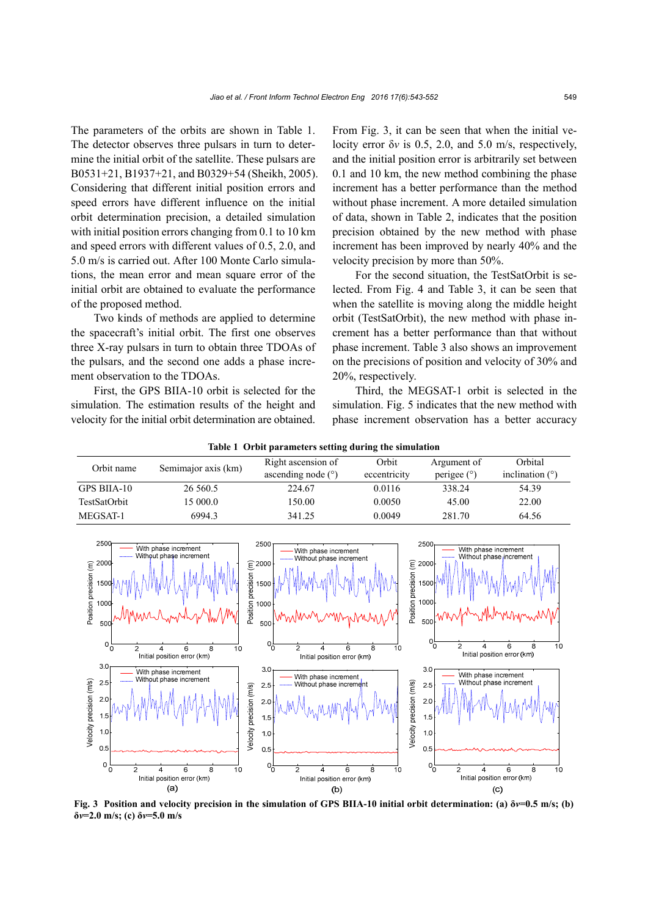The parameters of the orbits are shown in Table 1. The detector observes three pulsars in turn to determine the initial orbit of the satellite. These pulsars are B0531+21, B1937+21, and B0329+54 (Sheikh, 2005). Considering that different initial position errors and speed errors have different influence on the initial orbit determination precision, a detailed simulation with initial position errors changing from 0.1 to 10 km and speed errors with different values of 0.5, 2.0, and 5.0 m/s is carried out. After 100 Monte Carlo simulations, the mean error and mean square error of the initial orbit are obtained to evaluate the performance of the proposed method.

Two kinds of methods are applied to determine the spacecraft's initial orbit. The first one observes three X-ray pulsars in turn to obtain three TDOAs of the pulsars, and the second one adds a phase increment observation to the TDOAs.

First, the GPS BIIA-10 orbit is selected for the simulation. The estimation results of the height and velocity for the initial orbit determination are obtained. From Fig. 3, it can be seen that when the initial velocity error $\delta v$ is 0.5, 2.0, and 5.0 m/s, respectively, and the initial position error is arbitrarily set between 0.1 and 10 km, the new method combining the phase increment has a better performance than the method without phase increment. A more detailed simulation of data, shown in Table 2, indicates that the position precision obtained by the new method with phase increment has been improved by nearly 40% and the velocity precision by more than 50%.

For the second situation, the TestSatOrbit is selected. From Fig. 4 and Table 3, it can be seen that when the satellite is moving along the middle height orbit (TestSatOrbit), the new method with phase increment has a better performance than that without phase increment. Table 3 also shows an improvement on the precisions of position and velocity of 30% and 20%, respectively.

Third, the MEGSAT-1 orbit is selected in the simulation. Fig. 5 indicates that the new method with phase increment observation has a better accuracy

**Table 1 Orbit parameters setting during the simulation**

| Orbit name | Semimajor axis (km) | Right ascension of ascending node (°) | Orbit eccentricity | Argument of perigee (°) | Orbital inclination (°) |
|---|---|---|---|---|---|
| GPS BIIA-10 | 26 560.5 | 224.67 | 0.0116 | 338.24 | 54.39 |
| TestSatOrbit | 15 000.0 | 150.00 | 0.0050 | 45.00 | 22.00 |
| MEGSAT-1 | 6994.3 | 341.25 | 0.0049 | 281.70 | 64.56 |

**Fig. 3 Position and velocity precision in the simulation of GPS BIIA-10 initial orbit determination: (a) $\delta v$=0.5 m/s; (b) $\delta v$=2.0 m/s; (c) $\delta v$=5.0 m/s**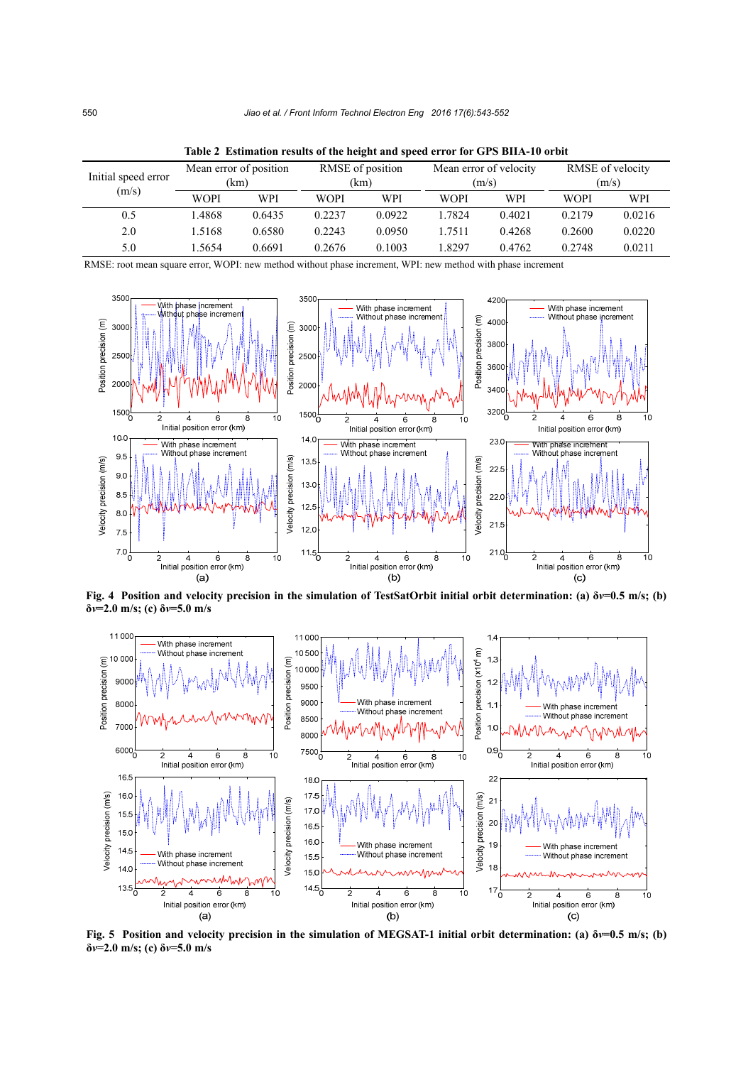**Table 2 Estimation results of the height and speed error for GPS BIIA-10 orbit**

| Initial speed error (m/s) | Mean error of position (km) | | RMSE of position (km) | | Mean error of velocity (m/s) | | RMSE of velocity (m/s) | |
|---|---|---|---|---|---|---|---|---|
| | WOPI | WPI | WOPI | WPI | WOPI | WPI | WOPI | WPI |
| 0.5 | 1.4868 | 0.6435 | 0.2237 | 0.0922 | 1.7824 | 0.4021 | 0.2179 | 0.0216 |
| 2.0 | 1.5168 | 0.6580 | 0.2243 | 0.0950 | 1.7511 | 0.4268 | 0.2600 | 0.0220 |
| 5.0 | 1.5654 | 0.6691 | 0.2676 | 0.1003 | 1.8297 | 0.4762 | 0.2748 | 0.0211 |

RMSE: root mean square error, WOPI: new method without phase increment, WPI: new method with phase increment

**Fig. 4 Position and velocity precision in the simulation of TestSatOrbit initial orbit determination: (a) $\delta v$=0.5 m/s; (b) $\delta v$=2.0 m/s; (c) $\delta v$=5.0 m/s**

**Fig. 5 Position and velocity precision in the simulation of MEGSAT-1 initial orbit determination: (a) $\delta v$=0.5 m/s; (b) $\delta v$=2.0 m/s; (c) $\delta v$=5.0 m/s**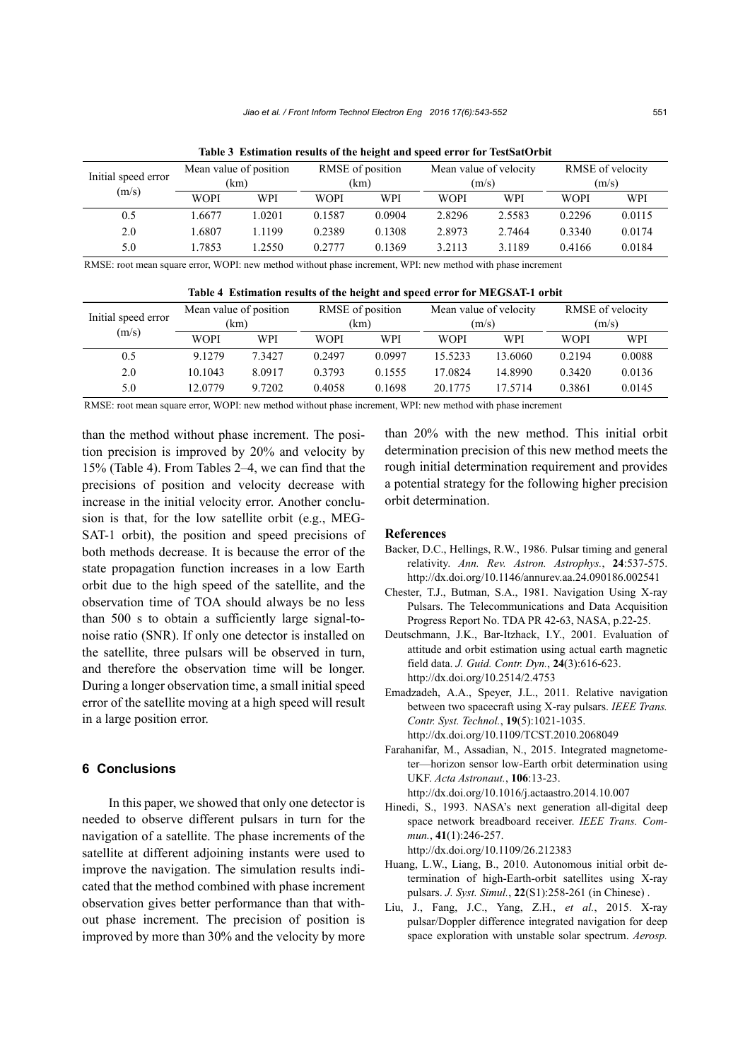**Table 3 Estimation results of the height and speed error for TestSatOrbit**

| Initial speed error (m/s) | Mean value of position (km) | | RMSE of position (km) | | Mean value of velocity (m/s) | | RMSE of velocity (m/s) | |
|---|---|---|---|---|---|---|---|---|
| | WOPI | WPI | WOPI | WPI | WOPI | WPI | WOPI | WPI |
| 0.5 | 1.6677 | 1.0201 | 0.1587 | 0.0904 | 2.8296 | 2.5583 | 0.2296 | 0.0115 |
| 2.0 | 1.6807 | 1.1199 | 0.2389 | 0.1308 | 2.8973 | 2.7464 | 0.3340 | 0.0174 |
| 5.0 | 1.7853 | 1.2550 | 0.2777 | 0.1369 | 3.2113 | 3.1189 | 0.4166 | 0.0184 |

RMSE: root mean square error, WOPI: new method without phase increment, WPI: new method with phase increment

**Table 4 Estimation results of the height and speed error for MEGSAT-1 orbit**

| Initial speed error (m/s) | Mean value of position (km) | | RMSE of position (km) | | Mean value of velocity (m/s) | | RMSE of velocity (m/s) | |
|---|---|---|---|---|---|---|---|---|
| | WOPI | WPI | WOPI | WPI | WOPI | WPI | WOPI | WPI |
| 0.5 | 9.1279 | 7.3427 | 0.2497 | 0.0997 | 15.5233 | 13.6060 | 0.2194 | 0.0088 |
| 2.0 | 10.1043 | 8.0917 | 0.3793 | 0.1555 | 17.0824 | 14.8990 | 0.3420 | 0.0136 |
| 5.0 | 12.0779 | 9.7202 | 0.4058 | 0.1698 | 20.1775 | 17.5714 | 0.3861 | 0.0145 |

RMSE: root mean square error, WOPI: new method without phase increment, WPI: new method with phase increment

than the method without phase increment. The position precision is improved by 20% and velocity by 15% (Table 4). From Tables 2–4, we can find that the precisions of position and velocity decrease with increase in the initial velocity error. Another conclusion is that, for the low satellite orbit (e.g., MEGSAT-1 orbit), the position and speed precisions of both methods decrease. It is because the error of the state propagation function increases in a low Earth orbit due to the high speed of the satellite, and the observation time of TOA should always be no less than 500 s to obtain a sufficiently large signal-to-noise ratio (SNR). If only one detector is installed on the satellite, three pulsars will be observed in turn, and therefore the observation time will be longer. During a longer observation time, a small initial speed error of the satellite moving at a high speed will result in a large position error.

## 6 Conclusions

In this paper, we showed that only one detector is needed to observe different pulsars in turn for the navigation of a satellite. The phase increments of the satellite at different adjoining instants were used to improve the navigation. The simulation results indicated that the method combined with phase increment observation gives better performance than that without phase increment. The precision of position is improved by more than 30% and the velocity by more than 20% with the new method. This initial orbit determination precision of this new method meets the rough initial determination requirement and provides a potential strategy for the following higher precision orbit determination.

## References

Backer, D.C., Hellings, R.W., 1986. Pulsar timing and general relativity. *Ann. Rev. Astron. Astrophys.*, **24**:537-575. http://dx.doi.org/10.1146/annurev.aa.24.090186.002541

Chester, T.J., Butman, S.A., 1981. Navigation Using X-ray Pulsars. The Telecommunications and Data Acquisition Progress Report No. TDA PR 42-63, NASA, p.22-25.

Deutschmann, J.K., Bar-Itzhack, I.Y., 2001. Evaluation of attitude and orbit estimation using actual earth magnetic field data. *J. Guid. Contr. Dyn.*, **24**(3):616-623. http://dx.doi.org/10.2514/2.4753

Emadzadeh, A.A., Speyer, J.L., 2011. Relative navigation between two spacecraft using X-ray pulsars. *IEEE Trans. Contr. Syst. Technol.*, **19**(5):1021-1035. http://dx.doi.org/10.1109/TCST.2010.2068049

Farahanifar, M., Assadian, N., 2015. Integrated magnetometer—horizon sensor low-Earth orbit determination using UKF. *Acta Astronaut.*, **106**:13-23. http://dx.doi.org/10.1016/j.actaastro.2014.10.007

Hinedi, S., 1993. NASA's next generation all-digital deep space network breadboard receiver. *IEEE Trans. Commun.*, **41**(1):246-257. http://dx.doi.org/10.1109/26.212383

Huang, L.W., Liang, B., 2010. Autonomous initial orbit determination of high-Earth-orbit satellites using X-ray pulsars. *J. Syst. Simul.*, **22**(S1):258-261 (in Chinese) .

Liu, J., Fang, J.C., Yang, Z.H., *et al.*, 2015. X-ray pulsar/Doppler difference integrated navigation for deep space exploration with unstable solar spectrum. *Aerosp.*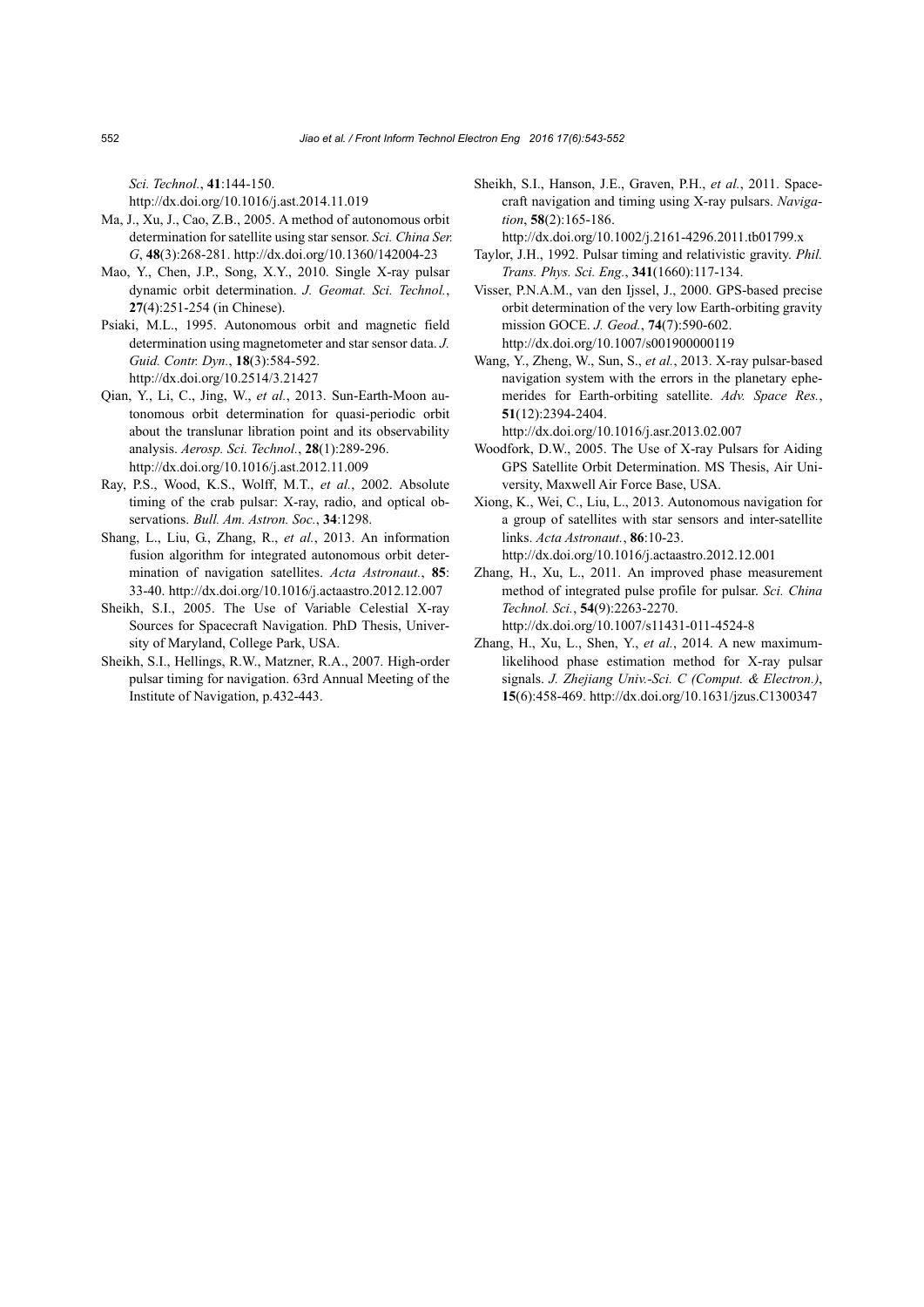*Sci. Technol.*, **41**:144-150.
http://dx.doi.org/10.1016/j.ast.2014.11.019

Ma, J., Xu, J., Cao, Z.B., 2005. A method of autonomous orbit determination for satellite using star sensor. *Sci. China Ser. G*, **48**(3):268-281. http://dx.doi.org/10.1360/142004-23

Mao, Y., Chen, J.P., Song, X.Y., 2010. Single X-ray pulsar dynamic orbit determination. *J. Geomat. Sci. Technol.*, **27**(4):251-254 (in Chinese).

Psiaki, M.L., 1995. Autonomous orbit and magnetic field determination using magnetometer and star sensor data. *J. Guid. Contr. Dyn.*, **18**(3):584-592.
http://dx.doi.org/10.2514/3.21427

Qian, Y., Li, C., Jing, W., *et al.*, 2013. Sun-Earth-Moon autonomous orbit determination for quasi-periodic orbit about the translunar libration point and its observability analysis. *Aerosp. Sci. Technol.*, **28**(1):289-296.
http://dx.doi.org/10.1016/j.ast.2012.11.009

Ray, P.S., Wood, K.S., Wolff, M.T., *et al.*, 2002. Absolute timing of the crab pulsar: X-ray, radio, and optical observations. *Bull. Am. Astron. Soc.*, **34**:1298.

Shang, L., Liu, G., Zhang, R., *et al.*, 2013. An information fusion algorithm for integrated autonomous orbit determination of navigation satellites. *Acta Astronaut.*, **85**: 33-40. http://dx.doi.org/10.1016/j.actaastro.2012.12.007

Sheikh, S.I., 2005. The Use of Variable Celestial X-ray Sources for Spacecraft Navigation. PhD Thesis, University of Maryland, College Park, USA.

Sheikh, S.I., Hellings, R.W., Matzner, R.A., 2007. High-order pulsar timing for navigation. 63rd Annual Meeting of the Institute of Navigation, p.432-443.

Sheikh, S.I., Hanson, J.E., Graven, P.H., *et al.*, 2011. Spacecraft navigation and timing using X-ray pulsars. *Navigation*, **58**(2):165-186.
http://dx.doi.org/10.1002/j.2161-4296.2011.tb01799.x

Taylor, J.H., 1992. Pulsar timing and relativistic gravity. *Phil. Trans. Phys. Sci. Eng.*, **341**(1660):117-134.

Visser, P.N.A.M., van den Ijssel, J., 2000. GPS-based precise orbit determination of the very low Earth-orbiting gravity mission GOCE. *J. Geod.*, **74**(7):590-602.
http://dx.doi.org/10.1007/s001900000119

Wang, Y., Zheng, W., Sun, S., *et al.*, 2013. X-ray pulsar-based navigation system with the errors in the planetary ephemerides for Earth-orbiting satellite. *Adv. Space Res.*, **51**(12):2394-2404.
http://dx.doi.org/10.1016/j.asr.2013.02.007

Woodfork, D.W., 2005. The Use of X-ray Pulsars for Aiding GPS Satellite Orbit Determination. MS Thesis, Air University, Maxwell Air Force Base, USA.

Xiong, K., Wei, C., Liu, L., 2013. Autonomous navigation for a group of satellites with star sensors and inter-satellite links. *Acta Astronaut.*, **86**:10-23.
http://dx.doi.org/10.1016/j.actaastro.2012.12.001

Zhang, H., Xu, L., 2011. An improved phase measurement method of integrated pulse profile for pulsar. *Sci. China Technol. Sci.*, **54**(9):2263-2270.
http://dx.doi.org/10.1007/s11431-011-4524-8

Zhang, H., Xu, L., Shen, Y., *et al.*, 2014. A new maximum-likelihood phase estimation method for X-ray pulsar signals. *J. Zhejiang Univ.-Sci. C (Comput. & Electron.)*, **15**(6):458-469. http://dx.doi.org/10.1631/jzus.C1300347